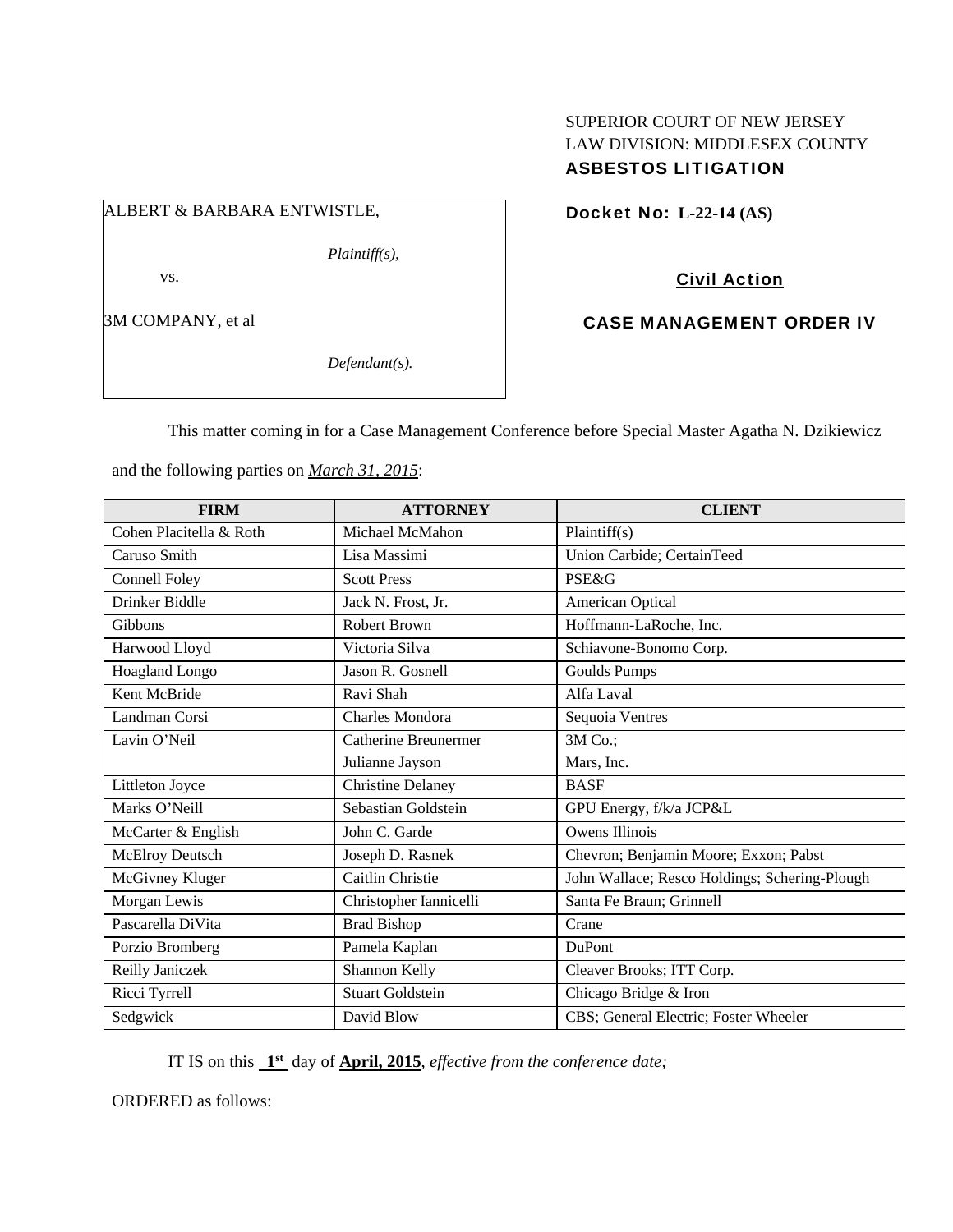SUPERIOR COURT OF NEW JERSEY
LAW DIVISION: MIDDLESEX COUNTY
**ASBESTOS LITIGATION**

ALBERT & BARBARA ENTWISTLE,

*Plaintiff(s),*

vs.

3M COMPANY, et al

*Defendant(s).*

**Docket No: L-22-14 (AS)**

**Civil Action**

**CASE MANAGEMENT ORDER IV**

This matter coming in for a Case Management Conference before Special Master Agatha N. Dzikiewicz and the following parties on ***March 31, 2015***:

| FIRM | ATTORNEY | CLIENT |
|---|---|---|
| Cohen Placitella & Roth | Michael McMahon | Plaintiff(s) |
| Caruso Smith | Lisa Massimi | Union Carbide; CertainTeed |
| Connell Foley | Scott Press | PSE&G |
| Drinker Biddle | Jack N. Frost, Jr. | American Optical |
| Gibbons | Robert Brown | Hoffmann-LaRoche, Inc. |
| Harwood Lloyd | Victoria Silva | Schiavone-Bonomo Corp. |
| Hoagland Longo | Jason R. Gosnell | Goulds Pumps |
| Kent McBride | Ravi Shah | Alfa Laval |
| Landman Corsi | Charles Mondora | Sequoia Ventres |
| Lavin O'Neil | Catherine Breunermer<br>Julianne Jayson | 3M Co.;<br>Mars, Inc. |
| Littleton Joyce | Christine Delaney | BASF |
| Marks O'Neill | Sebastian Goldstein | GPU Energy, f/k/a JCP&L |
| McCarter & English | John C. Garde | Owens Illinois |
| McElroy Deutsch | Joseph D. Rasnek | Chevron; Benjamin Moore; Exxon; Pabst |
| McGivney Kluger | Caitlin Christie | John Wallace; Resco Holdings; Schering-Plough |
| Morgan Lewis | Christopher Iannicelli | Santa Fe Braun; Grinnell |
| Pascarella DiVita | Brad Bishop | Crane |
| Porzio Bromberg | Pamela Kaplan | DuPont |
| Reilly Janiczek | Shannon Kelly | Cleaver Brooks; ITT Corp. |
| Ricci Tyrrell | Stuart Goldstein | Chicago Bridge & Iron |
| Sedgwick | David Blow | CBS; General Electric; Foster Wheeler |

IT IS on this **1st** day of **April, 2015**, *effective from the conference date;*

ORDERED as follows: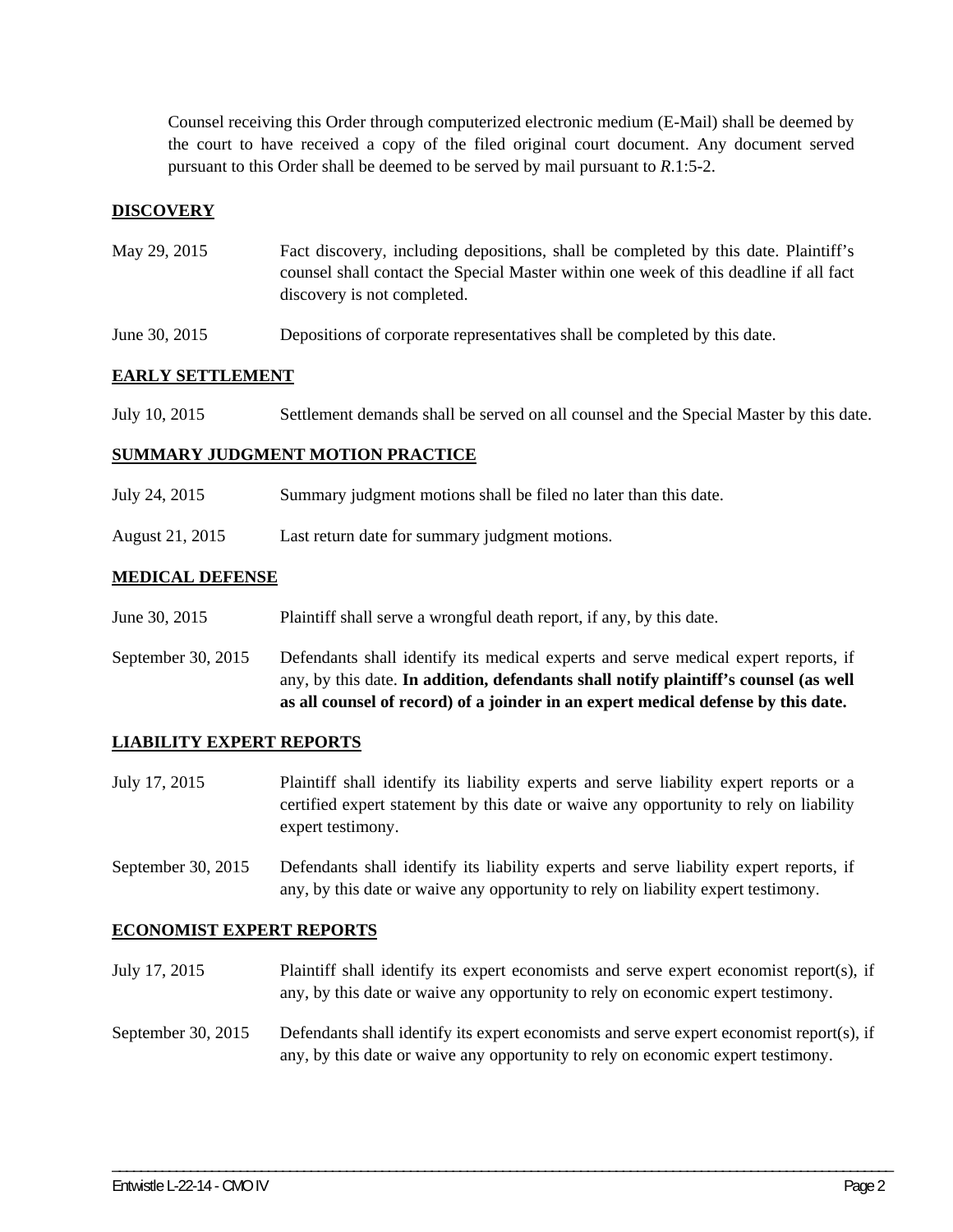Counsel receiving this Order through computerized electronic medium (E-Mail) shall be deemed by the court to have received a copy of the filed original court document. Any document served pursuant to this Order shall be deemed to be served by mail pursuant to *R*.1:5-2.

**DISCOVERY**

| | |
|---|---|
| May 29, 2015 | Fact discovery, including depositions, shall be completed by this date. Plaintiff's counsel shall contact the Special Master within one week of this deadline if all fact discovery is not completed. |
| June 30, 2015 | Depositions of corporate representatives shall be completed by this date. |

**EARLY SETTLEMENT**

| | |
|---|---|
| July 10, 2015 | Settlement demands shall be served on all counsel and the Special Master by this date. |

**SUMMARY JUDGMENT MOTION PRACTICE**

| | |
|---|---|
| July 24, 2015 | Summary judgment motions shall be filed no later than this date. |
| August 21, 2015 | Last return date for summary judgment motions. |

**MEDICAL DEFENSE**

| | |
|---|---|
| June 30, 2015 | Plaintiff shall serve a wrongful death report, if any, by this date. |
| September 30, 2015 | Defendants shall identify its medical experts and serve medical expert reports, if any, by this date. **In addition, defendants shall notify plaintiff's counsel (as well as all counsel of record) of a joinder in an expert medical defense by this date.** |

**LIABILITY EXPERT REPORTS**

| | |
|---|---|
| July 17, 2015 | Plaintiff shall identify its liability experts and serve liability expert reports or a certified expert statement by this date or waive any opportunity to rely on liability expert testimony. |
| September 30, 2015 | Defendants shall identify its liability experts and serve liability expert reports, if any, by this date or waive any opportunity to rely on liability expert testimony. |

**ECONOMIST EXPERT REPORTS**

| | |
|---|---|
| July 17, 2015 | Plaintiff shall identify its expert economists and serve expert economist report(s), if any, by this date or waive any opportunity to rely on economic expert testimony. |
| September 30, 2015 | Defendants shall identify its expert economists and serve expert economist report(s), if any, by this date or waive any opportunity to rely on economic expert testimony. |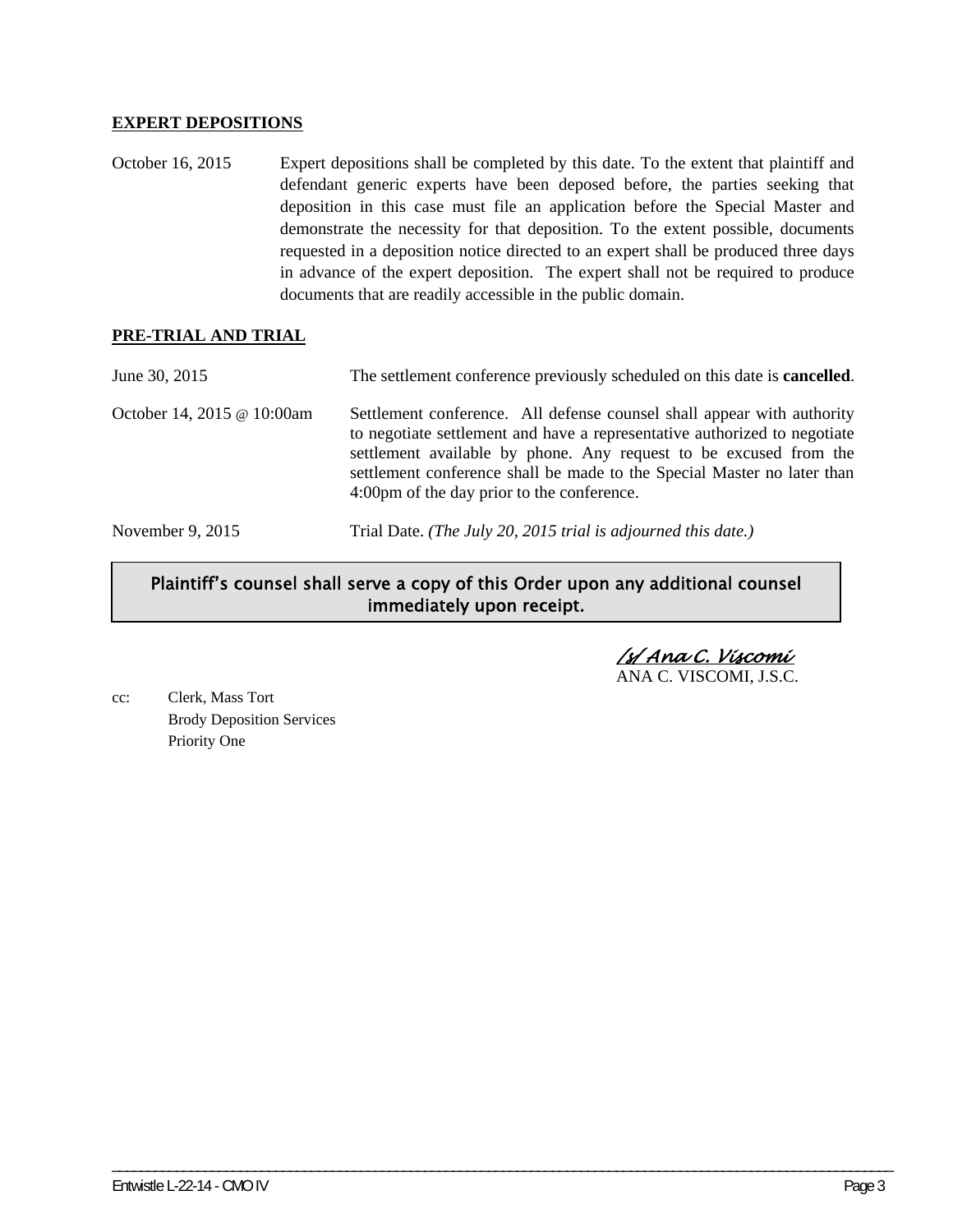**EXPERT DEPOSITIONS**

| | |
|---|---|
| October 16, 2015 | Expert depositions shall be completed by this date. To the extent that plaintiff and defendant generic experts have been deposed before, the parties seeking that deposition in this case must file an application before the Special Master and demonstrate the necessity for that deposition. To the extent possible, documents requested in a deposition notice directed to an expert shall be produced three days in advance of the expert deposition. The expert shall not be required to produce documents that are readily accessible in the public domain. |

**PRE-TRIAL AND TRIAL**

| | |
|---|---|
| June 30, 2015 | The settlement conference previously scheduled on this date is **cancelled**. |
| October 14, 2015 @ 10:00am | Settlement conference. All defense counsel shall appear with authority to negotiate settlement and have a representative authorized to negotiate settlement available by phone. Any request to be excused from the settlement conference shall be made to the Special Master no later than 4:00pm of the day prior to the conference. |
| November 9, 2015 | Trial Date. *(The July 20, 2015 trial is adjourned this date.)* |

**Plaintiff's counsel shall serve a copy of this Order upon any additional counsel immediately upon receipt.**

*/s/ Ana C. Viscomi*
ANA C. VISCOMI, J.S.C.

cc: Clerk, Mass Tort
Brody Deposition Services
Priority One